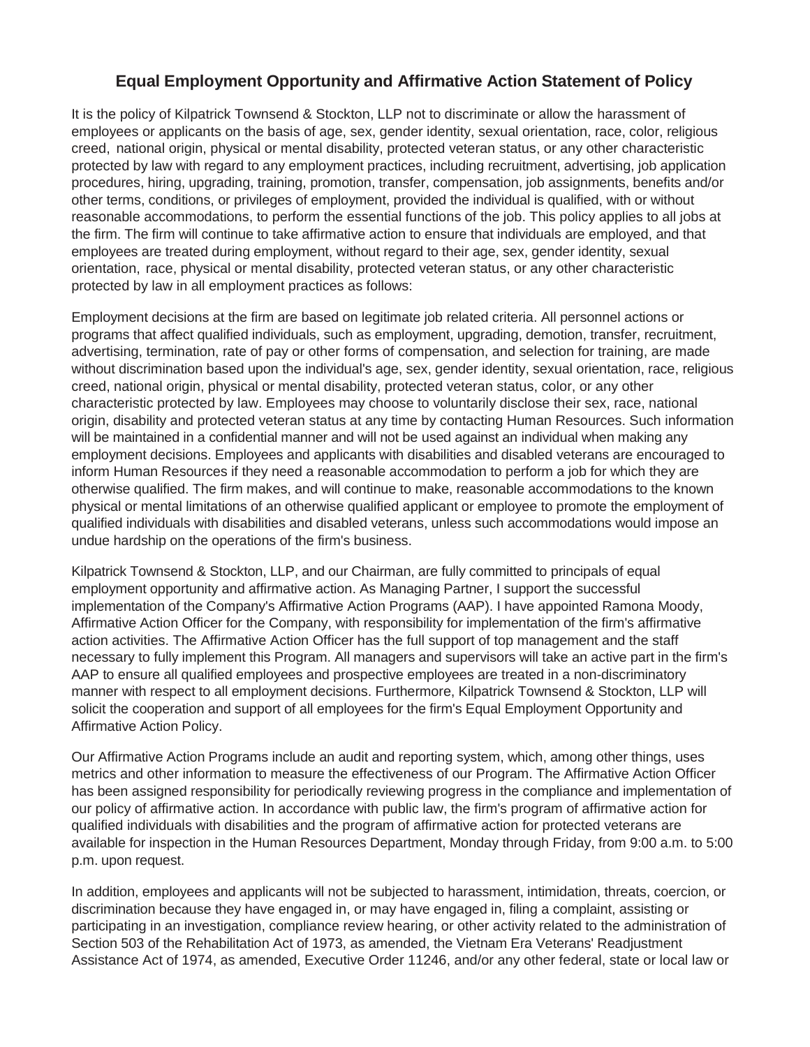## Equal Employment Opportunity and Affirmative Action Statement of Policy

It is the policy of Kilpatrick Townsend & Stockton, LLP not to discriminate or allow the harassment of employees or applicants on the basis of age, sex, gender identity, sexual orientation, race, color, religious creed, national origin, physical or mental disability, protected veteran status, or any other characteristic protected by law with regard to any employment practices, including recruitment, advertising, job application procedures, hiring, upgrading, training, promotion, transfer, compensation, job assignments, benefits and/or other terms, conditions, or privileges of employment, provided the individual is qualified, with or without reasonable accommodations, to perform the essential functions of the job. This policy applies to all jobs at the firm. The firm will continue to take affirmative action to ensure that individuals are employed, and that employees are treated during employment, without regard to their age, sex, gender identity, sexual orientation, race, physical or mental disability, protected veteran status, or any other characteristic protected by law in all employment practices as follows:

Employment decisions at the firm are based on legitimate job related criteria. All personnel actions or programs that affect qualified individuals, such as employment, upgrading, demotion, transfer, recruitment, advertising, termination, rate of pay or other forms of compensation, and selection for training, are made without discrimination based upon the individual's age, sex, gender identity, sexual orientation, race, religious creed, national origin, physical or mental disability, protected veteran status, color, or any other characteristic protected by law. Employees may choose to voluntarily disclose their sex, race, national origin, disability and protected veteran status at any time by contacting Human Resources. Such information will be maintained in a confidential manner and will not be used against an individual when making any employment decisions. Employees and applicants with disabilities and disabled veterans are encouraged to inform Human Resources if they need a reasonable accommodation to perform a job for which they are otherwise qualified. The firm makes, and will continue to make, reasonable accommodations to the known physical or mental limitations of an otherwise qualified applicant or employee to promote the employment of qualified individuals with disabilities and disabled veterans, unless such accommodations would impose an undue hardship on the operations of the firm's business.

Kilpatrick Townsend & Stockton, LLP, and our Chairman, are fully committed to principals of equal employment opportunity and affirmative action. As Managing Partner, I support the successful implementation of the Company's Affirmative Action Programs (AAP). I have appointed Ramona Moody, Affirmative Action Officer for the Company, with responsibility for implementation of the firm's affirmative action activities. The Affirmative Action Officer has the full support of top management and the staff necessary to fully implement this Program. All managers and supervisors will take an active part in the firm's AAP to ensure all qualified employees and prospective employees are treated in a non-discriminatory manner with respect to all employment decisions. Furthermore, Kilpatrick Townsend & Stockton, LLP will solicit the cooperation and support of all employees for the firm's Equal Employment Opportunity and Affirmative Action Policy.

Our Affirmative Action Programs include an audit and reporting system, which, among other things, uses metrics and other information to measure the effectiveness of our Program. The Affirmative Action Officer has been assigned responsibility for periodically reviewing progress in the compliance and implementation of our policy of affirmative action. In accordance with public law, the firm's program of affirmative action for qualified individuals with disabilities and the program of affirmative action for protected veterans are available for inspection in the Human Resources Department, Monday through Friday, from 9:00 a.m. to 5:00 p.m. upon request.

In addition, employees and applicants will not be subjected to harassment, intimidation, threats, coercion, or discrimination because they have engaged in, or may have engaged in, filing a complaint, assisting or participating in an investigation, compliance review hearing, or other activity related to the administration of Section 503 of the Rehabilitation Act of 1973, as amended, the Vietnam Era Veterans' Readjustment Assistance Act of 1974, as amended, Executive Order 11246, and/or any other federal, state or local law or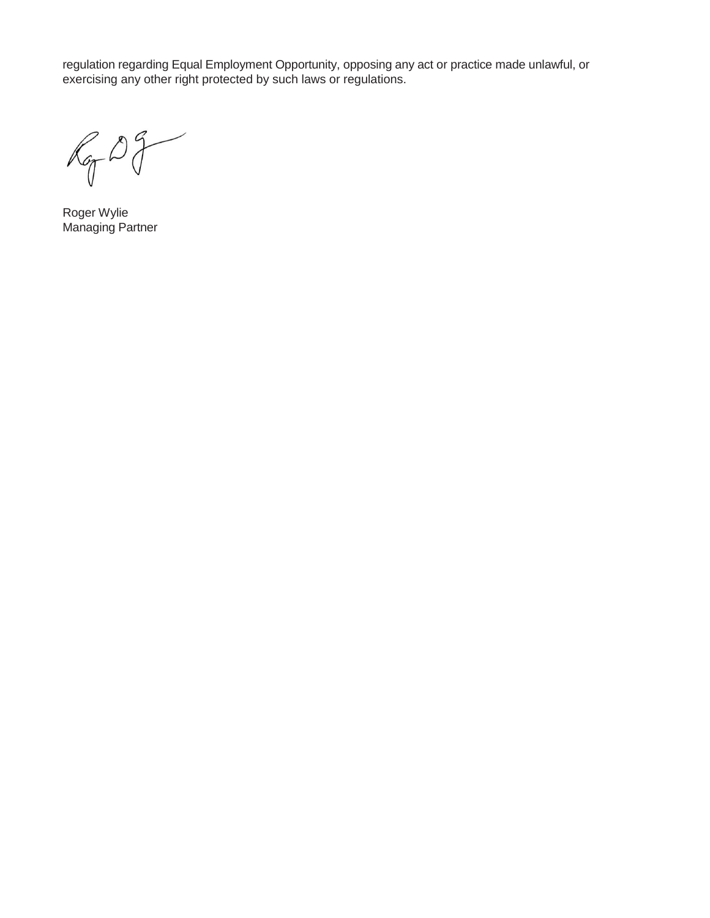regulation regarding Equal Employment Opportunity, opposing any act or practice made unlawful, or exercising any other right protected by such laws or regulations.

Roger Wylie
Managing Partner